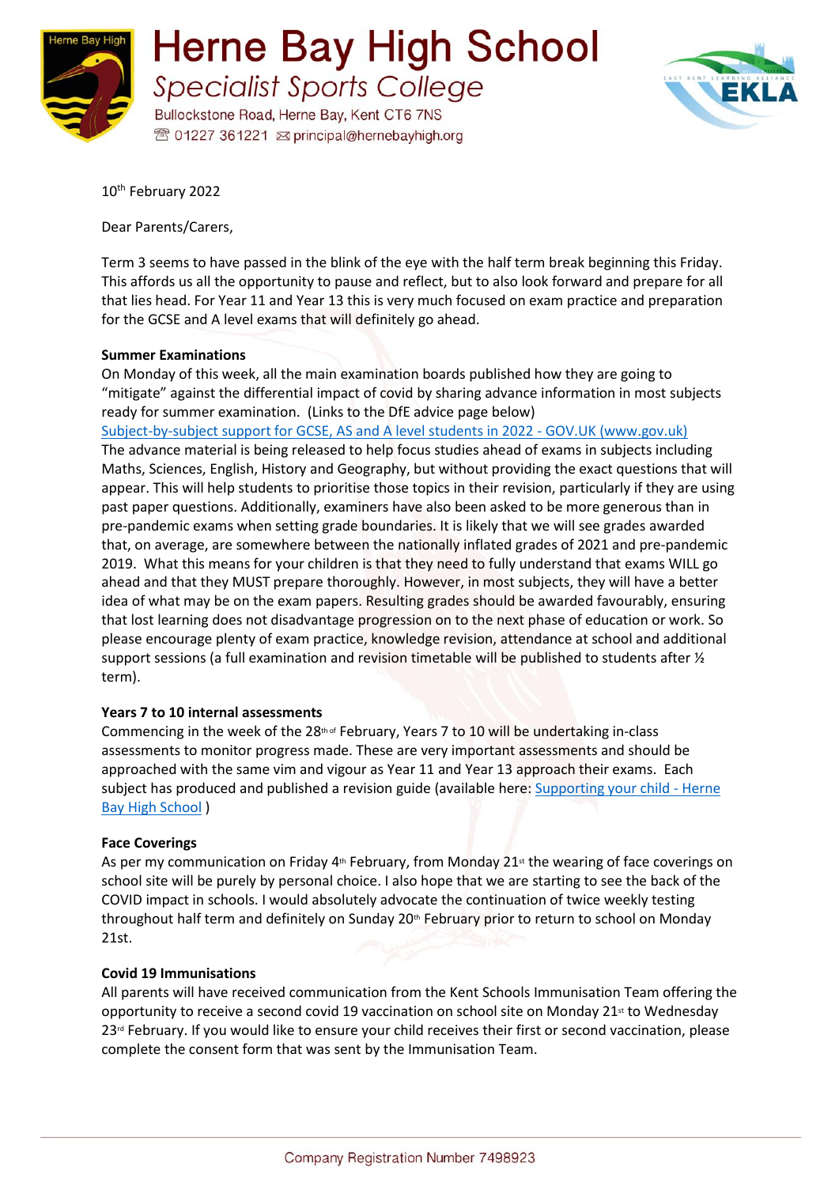# Herne Bay High School

*Specialist Sports College*

Bullockstone Road, Herne Bay, Kent CT6 7NS
☎ 01227 361221 ✉ principal@hernebayhigh.org

10th February 2022

Dear Parents/Carers,

Term 3 seems to have passed in the blink of the eye with the half term break beginning this Friday. This affords us all the opportunity to pause and reflect, but to also look forward and prepare for all that lies head. For Year 11 and Year 13 this is very much focused on exam practice and preparation for the GCSE and A level exams that will definitely go ahead.

**Summer Examinations**

On Monday of this week, all the main examination boards published how they are going to "mitigate" against the differential impact of covid by sharing advance information in most subjects ready for summer examination. (Links to the DfE advice page below)

Subject-by-subject support for GCSE, AS and A level students in 2022 - GOV.UK (www.gov.uk)

The advance material is being released to help focus studies ahead of exams in subjects including Maths, Sciences, English, History and Geography, but without providing the exact questions that will appear. This will help students to prioritise those topics in their revision, particularly if they are using past paper questions. Additionally, examiners have also been asked to be more generous than in pre-pandemic exams when setting grade boundaries. It is likely that we will see grades awarded that, on average, are somewhere between the nationally inflated grades of 2021 and pre-pandemic 2019. What this means for your children is that they need to fully understand that exams WILL go ahead and that they MUST prepare thoroughly. However, in most subjects, they will have a better idea of what may be on the exam papers. Resulting grades should be awarded favourably, ensuring that lost learning does not disadvantage progression on to the next phase of education or work. So please encourage plenty of exam practice, knowledge revision, attendance at school and additional support sessions (a full examination and revision timetable will be published to students after ½ term).

**Years 7 to 10 internal assessments**

Commencing in the week of the 28th of February, Years 7 to 10 will be undertaking in-class assessments to monitor progress made. These are very important assessments and should be approached with the same vim and vigour as Year 11 and Year 13 approach their exams. Each subject has produced and published a revision guide (available here: Supporting your child - Herne Bay High School )

**Face Coverings**

As per my communication on Friday 4th February, from Monday 21st the wearing of face coverings on school site will be purely by personal choice. I also hope that we are starting to see the back of the COVID impact in schools. I would absolutely advocate the continuation of twice weekly testing throughout half term and definitely on Sunday 20th February prior to return to school on Monday 21st.

**Covid 19 Immunisations**

All parents will have received communication from the Kent Schools Immunisation Team offering the opportunity to receive a second covid 19 vaccination on school site on Monday 21st to Wednesday 23rd February. If you would like to ensure your child receives their first or second vaccination, please complete the consent form that was sent by the Immunisation Team.

Company Registration Number 7498923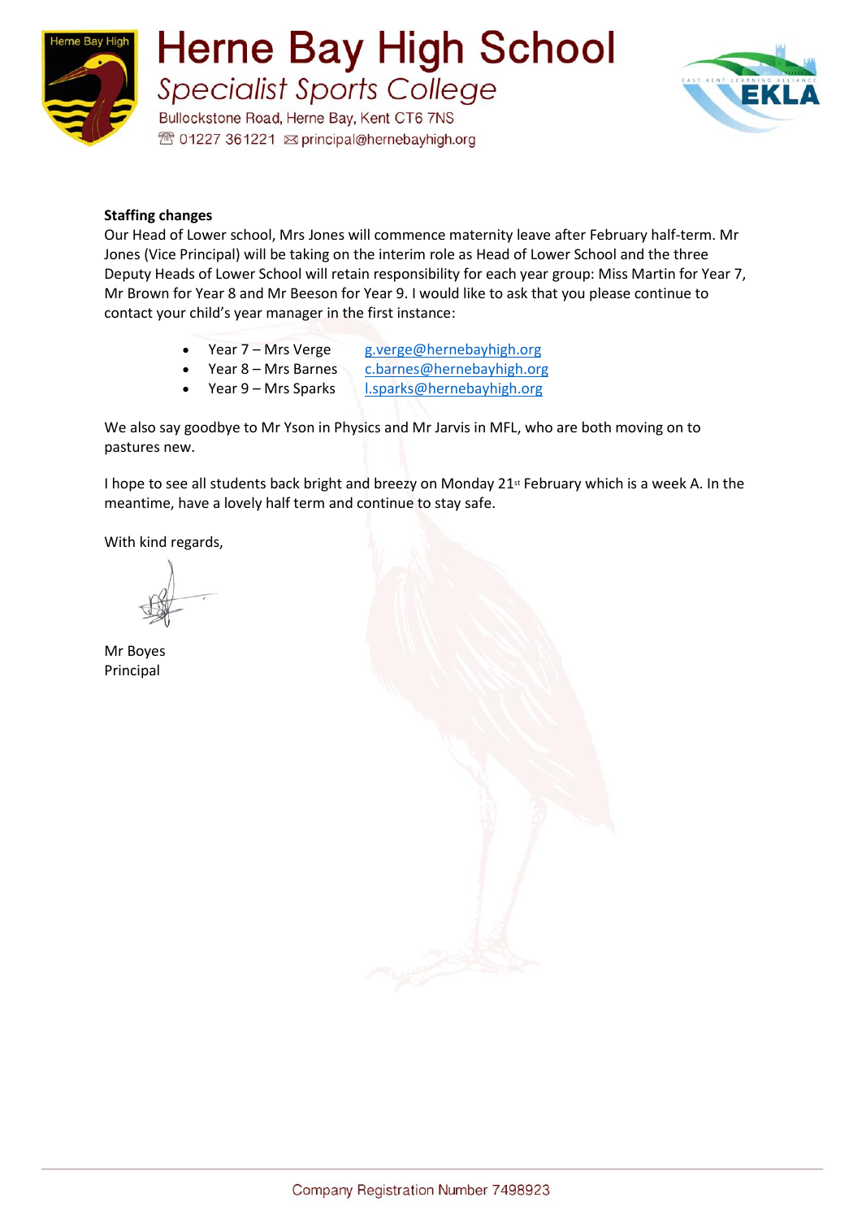# Herne Bay High School

*Specialist Sports College*

Bullockstone Road, Herne Bay, Kent CT6 7NS

01227 361221 principal@hernebayhigh.org

**Staffing changes**

Our Head of Lower school, Mrs Jones will commence maternity leave after February half-term. Mr Jones (Vice Principal) will be taking on the interim role as Head of Lower School and the three Deputy Heads of Lower School will retain responsibility for each year group: Miss Martin for Year 7, Mr Brown for Year 8 and Mr Beeson for Year 9. I would like to ask that you please continue to contact your child's year manager in the first instance:

- Year 7 – Mrs Verge g.verge@hernebayhigh.org
- Year 8 – Mrs Barnes c.barnes@hernebayhigh.org
- Year 9 – Mrs Sparks l.sparks@hernebayhigh.org

We also say goodbye to Mr Yson in Physics and Mr Jarvis in MFL, who are both moving on to pastures new.

I hope to see all students back bright and breezy on Monday 21st February which is a week A. In the meantime, have a lovely half term and continue to stay safe.

With kind regards,

Mr Boyes
Principal

Company Registration Number 7498923